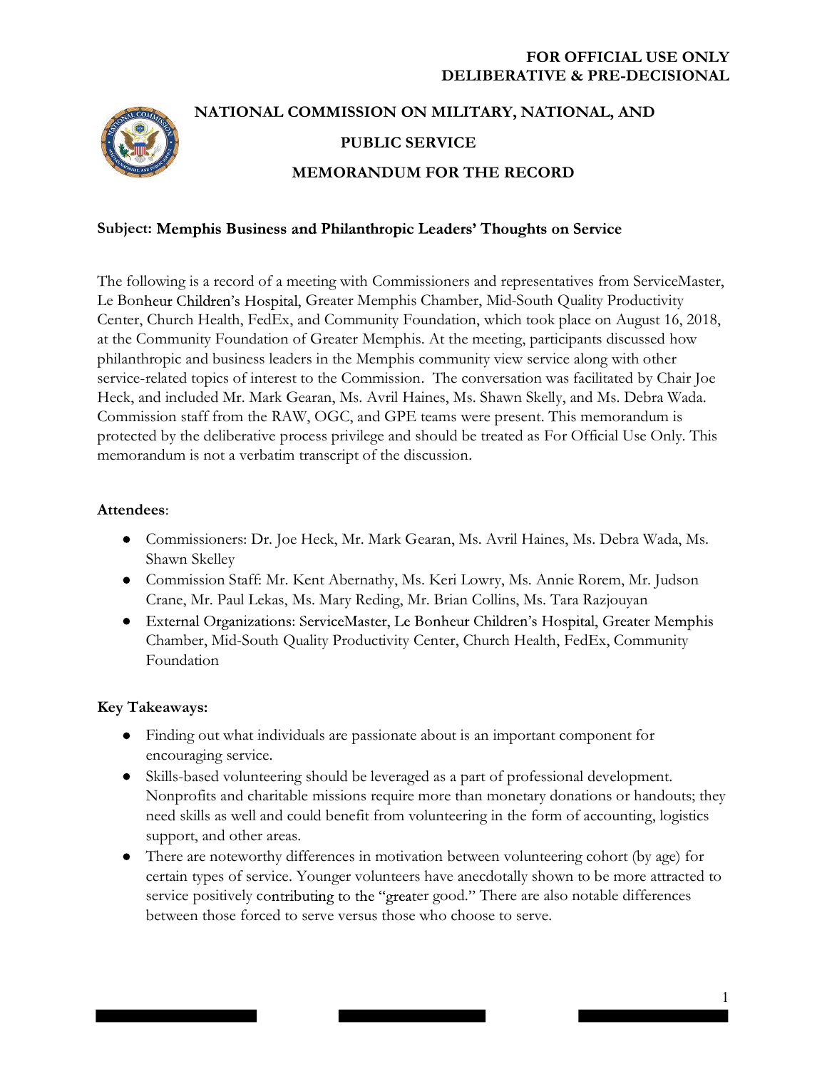**FOR OFFICIAL USE ONLY**
**DELIBERATIVE & PRE-DECISIONAL**

# NATIONAL COMMISSION ON MILITARY, NATIONAL, AND PUBLIC SERVICE

## MEMORANDUM FOR THE RECORD

**Subject: Memphis Business and Philanthropic Leaders' Thoughts on Service**

The following is a record of a meeting with Commissioners and representatives from ServiceMaster, Le Bonheur Children's Hospital, Greater Memphis Chamber, Mid-South Quality Productivity Center, Church Health, FedEx, and Community Foundation, which took place on August 16, 2018, at the Community Foundation of Greater Memphis. At the meeting, participants discussed how philanthropic and business leaders in the Memphis community view service along with other service-related topics of interest to the Commission. The conversation was facilitated by Chair Joe Heck, and included Mr. Mark Gearan, Ms. Avril Haines, Ms. Shawn Skelly, and Ms. Debra Wada. Commission staff from the RAW, OGC, and GPE teams were present. This memorandum is protected by the deliberative process privilege and should be treated as For Official Use Only. This memorandum is not a verbatim transcript of the discussion.

**Attendees**:

- Commissioners: Dr. Joe Heck, Mr. Mark Gearan, Ms. Avril Haines, Ms. Debra Wada, Ms. Shawn Skelley
- Commission Staff: Mr. Kent Abernathy, Ms. Keri Lowry, Ms. Annie Rorem, Mr. Judson Crane, Mr. Paul Lekas, Ms. Mary Reding, Mr. Brian Collins, Ms. Tara Razjouyan
- External Organizations: ServiceMaster, Le Bonheur Children's Hospital, Greater Memphis Chamber, Mid-South Quality Productivity Center, Church Health, FedEx, Community Foundation

**Key Takeaways:**

- Finding out what individuals are passionate about is an important component for encouraging service.
- Skills-based volunteering should be leveraged as a part of professional development. Nonprofits and charitable missions require more than monetary donations or handouts; they need skills as well and could benefit from volunteering in the form of accounting, logistics support, and other areas.
- There are noteworthy differences in motivation between volunteering cohort (by age) for certain types of service. Younger volunteers have anecdotally shown to be more attracted to service positively contributing to the "greater good." There are also notable differences between those forced to serve versus those who choose to serve.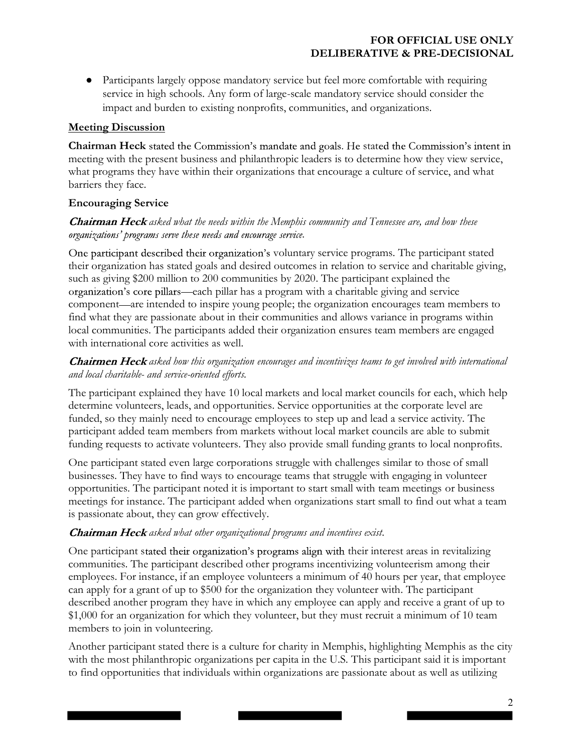- Participants largely oppose mandatory service but feel more comfortable with requiring service in high schools. Any form of large-scale mandatory service should consider the impact and burden to existing nonprofits, communities, and organizations.

**Meeting Discussion**

**Chairman Heck** stated the Commission's mandate and goals. He stated the Commission's intent in meeting with the present business and philanthropic leaders is to determine how they view service, what programs they have within their organizations that encourage a culture of service, and what barriers they face.

**Encouraging Service**

***Chairman Heck*** *asked what the needs within the Memphis community and Tennessee are, and how these organizations' programs serve these needs and encourage service.*

One participant described their organization's voluntary service programs. The participant stated their organization has stated goals and desired outcomes in relation to service and charitable giving, such as giving $200 million to 200 communities by 2020. The participant explained the organization's core pillars—each pillar has a program with a charitable giving and service component—are intended to inspire young people; the organization encourages team members to find what they are passionate about in their communities and allows variance in programs within local communities. The participants added their organization ensures team members are engaged with international core activities as well.

***Chairmen Heck*** *asked how this organization encourages and incentivizes teams to get involved with international and local charitable- and service-oriented efforts.*

The participant explained they have 10 local markets and local market councils for each, which help determine volunteers, leads, and opportunities. Service opportunities at the corporate level are funded, so they mainly need to encourage employees to step up and lead a service activity. The participant added team members from markets without local market councils are able to submit funding requests to activate volunteers. They also provide small funding grants to local nonprofits.

One participant stated even large corporations struggle with challenges similar to those of small businesses. They have to find ways to encourage teams that struggle with engaging in volunteer opportunities. The participant noted it is important to start small with team meetings or business meetings for instance. The participant added when organizations start small to find out what a team is passionate about, they can grow effectively.

***Chairman Heck*** *asked what other organizational programs and incentives exist.*

One participant stated their organization's programs align with their interest areas in revitalizing communities. The participant described other programs incentivizing volunteerism among their employees. For instance, if an employee volunteers a minimum of 40 hours per year, that employee can apply for a grant of up to $500 for the organization they volunteer with. The participant described another program they have in which any employee can apply and receive a grant of up to $1,000 for an organization for which they volunteer, but they must recruit a minimum of 10 team members to join in volunteering.

Another participant stated there is a culture for charity in Memphis, highlighting Memphis as the city with the most philanthropic organizations per capita in the U.S. This participant said it is important to find opportunities that individuals within organizations are passionate about as well as utilizing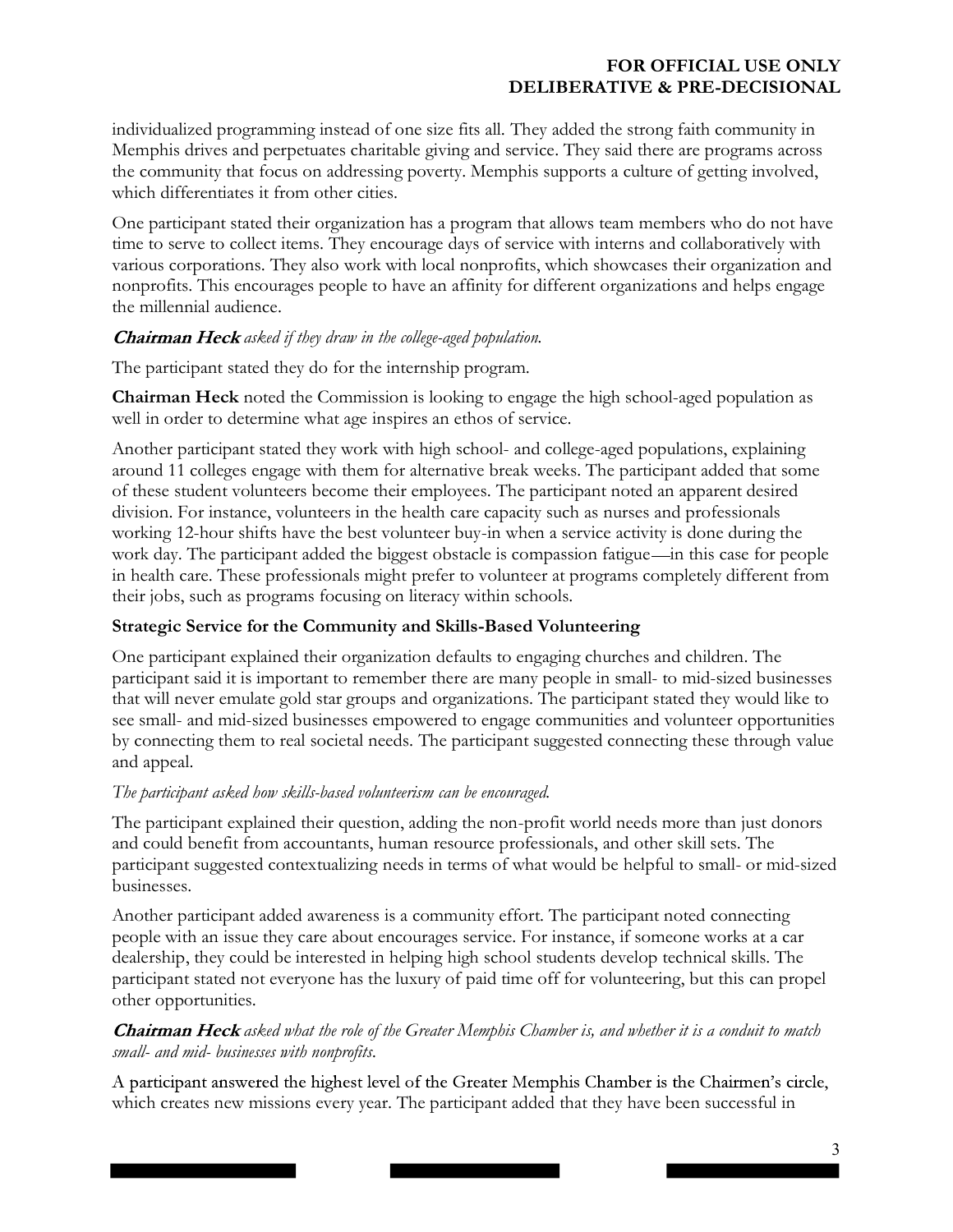individualized programming instead of one size fits all. They added the strong faith community in Memphis drives and perpetuates charitable giving and service. They said there are programs across the community that focus on addressing poverty. Memphis supports a culture of getting involved, which differentiates it from other cities.

One participant stated their organization has a program that allows team members who do not have time to serve to collect items. They encourage days of service with interns and collaboratively with various corporations. They also work with local nonprofits, which showcases their organization and nonprofits. This encourages people to have an affinity for different organizations and helps engage the millennial audience.

***Chairman Heck** asked if they draw in the college-aged population.*

The participant stated they do for the internship program.

**Chairman Heck** noted the Commission is looking to engage the high school-aged population as well in order to determine what age inspires an ethos of service.

Another participant stated they work with high school- and college-aged populations, explaining around 11 colleges engage with them for alternative break weeks. The participant added that some of these student volunteers become their employees. The participant noted an apparent desired division. For instance, volunteers in the health care capacity such as nurses and professionals working 12-hour shifts have the best volunteer buy-in when a service activity is done during the work day. The participant added the biggest obstacle is compassion fatigue—in this case for people in health care. These professionals might prefer to volunteer at programs completely different from their jobs, such as programs focusing on literacy within schools.

**Strategic Service for the Community and Skills-Based Volunteering**

One participant explained their organization defaults to engaging churches and children. The participant said it is important to remember there are many people in small- to mid-sized businesses that will never emulate gold star groups and organizations. The participant stated they would like to see small- and mid-sized businesses empowered to engage communities and volunteer opportunities by connecting them to real societal needs. The participant suggested connecting these through value and appeal.

*The participant asked how skills-based volunteerism can be encouraged.*

The participant explained their question, adding the non-profit world needs more than just donors and could benefit from accountants, human resource professionals, and other skill sets. The participant suggested contextualizing needs in terms of what would be helpful to small- or mid-sized businesses.

Another participant added awareness is a community effort. The participant noted connecting people with an issue they care about encourages service. For instance, if someone works at a car dealership, they could be interested in helping high school students develop technical skills. The participant stated not everyone has the luxury of paid time off for volunteering, but this can propel other opportunities.

***Chairman Heck** asked what the role of the Greater Memphis Chamber is, and whether it is a conduit to match small- and mid- businesses with nonprofits.*

A participant answered the highest level of the Greater Memphis Chamber is the Chairmen's circle, which creates new missions every year. The participant added that they have been successful in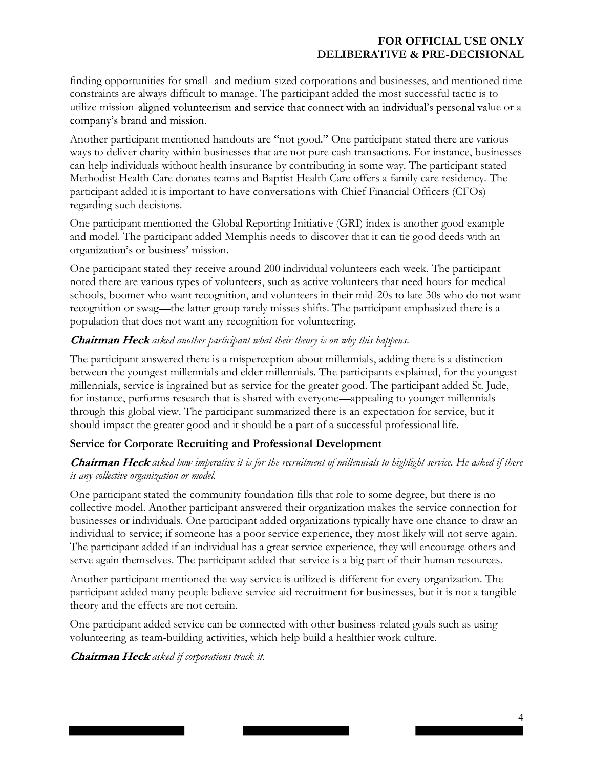finding opportunities for small- and medium-sized corporations and businesses, and mentioned time constraints are always difficult to manage. The participant added the most successful tactic is to utilize mission-aligned volunteerism and service that connect with an individual's personal value or a company's brand and mission.

Another participant mentioned handouts are "not good." One participant stated there are various ways to deliver charity within businesses that are not pure cash transactions. For instance, businesses can help individuals without health insurance by contributing in some way. The participant stated Methodist Health Care donates teams and Baptist Health Care offers a family care residency. The participant added it is important to have conversations with Chief Financial Officers (CFOs) regarding such decisions.

One participant mentioned the Global Reporting Initiative (GRI) index is another good example and model. The participant added Memphis needs to discover that it can tie good deeds with an organization's or business' mission.

One participant stated they receive around 200 individual volunteers each week. The participant noted there are various types of volunteers, such as active volunteers that need hours for medical schools, boomer who want recognition, and volunteers in their mid-20s to late 30s who do not want recognition or swag—the latter group rarely misses shifts. The participant emphasized there is a population that does not want any recognition for volunteering.

***Chairman Heck*** *asked another participant what their theory is on why this happens.*

The participant answered there is a misperception about millennials, adding there is a distinction between the youngest millennials and elder millennials. The participants explained, for the youngest millennials, service is ingrained but as service for the greater good. The participant added St. Jude, for instance, performs research that is shared with everyone—appealing to younger millennials through this global view. The participant summarized there is an expectation for service, but it should impact the greater good and it should be a part of a successful professional life.

**Service for Corporate Recruiting and Professional Development**

***Chairman Heck*** *asked how imperative it is for the recruitment of millennials to highlight service. He asked if there is any collective organization or model.*

One participant stated the community foundation fills that role to some degree, but there is no collective model. Another participant answered their organization makes the service connection for businesses or individuals. One participant added organizations typically have one chance to draw an individual to service; if someone has a poor service experience, they most likely will not serve again. The participant added if an individual has a great service experience, they will encourage others and serve again themselves. The participant added that service is a big part of their human resources.

Another participant mentioned the way service is utilized is different for every organization. The participant added many people believe service aid recruitment for businesses, but it is not a tangible theory and the effects are not certain.

One participant added service can be connected with other business-related goals such as using volunteering as team-building activities, which help build a healthier work culture.

***Chairman Heck*** *asked if corporations track it.*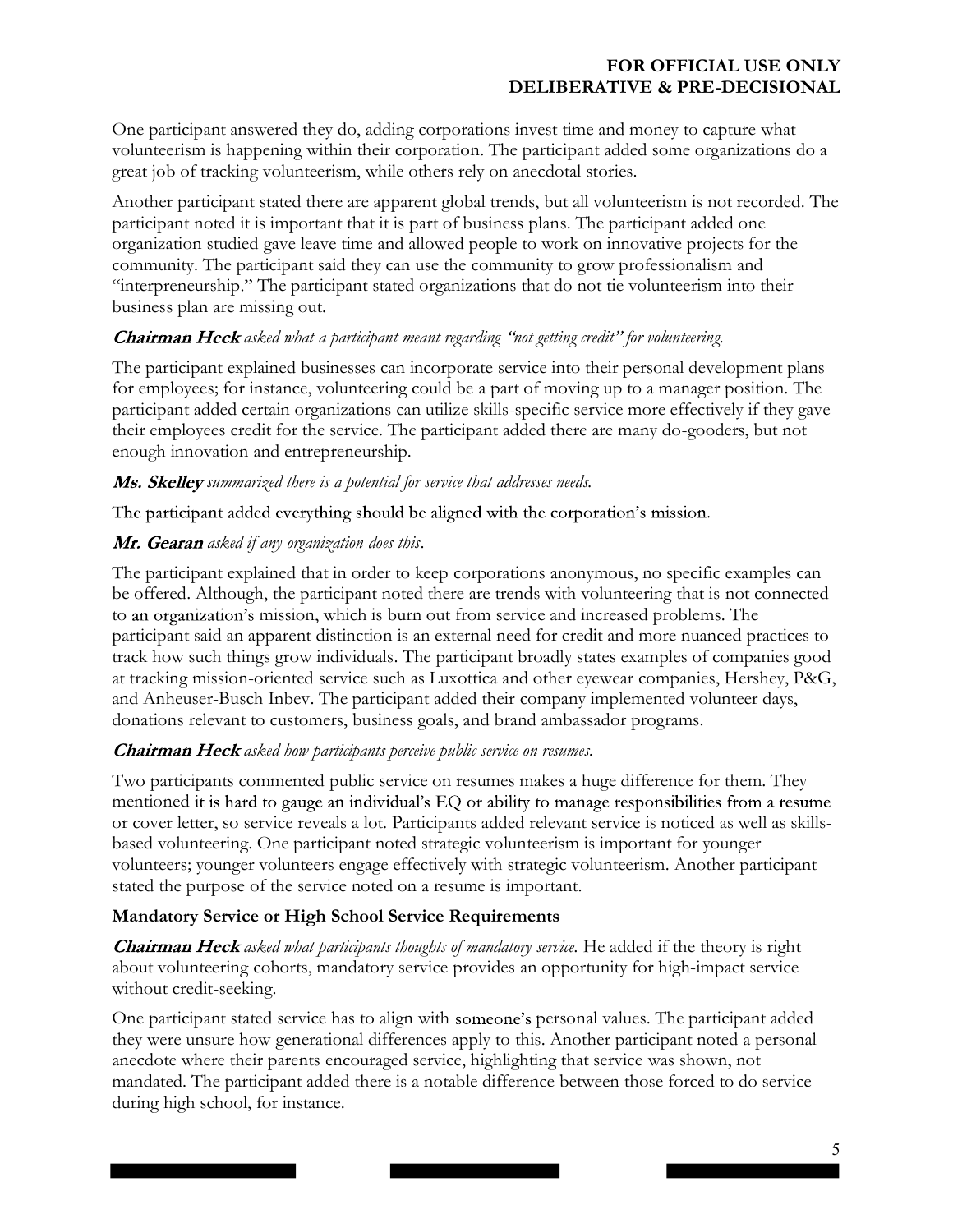One participant answered they do, adding corporations invest time and money to capture what volunteerism is happening within their corporation. The participant added some organizations do a great job of tracking volunteerism, while others rely on anecdotal stories.

Another participant stated there are apparent global trends, but all volunteerism is not recorded. The participant noted it is important that it is part of business plans. The participant added one organization studied gave leave time and allowed people to work on innovative projects for the community. The participant said they can use the community to grow professionalism and "interpreneurship." The participant stated organizations that do not tie volunteerism into their business plan are missing out.

***Chairman Heck*** *asked what a participant meant regarding "not getting credit" for volunteering.*

The participant explained businesses can incorporate service into their personal development plans for employees; for instance, volunteering could be a part of moving up to a manager position. The participant added certain organizations can utilize skills-specific service more effectively if they gave their employees credit for the service. The participant added there are many do-gooders, but not enough innovation and entrepreneurship.

***Ms. Skelley*** *summarized there is a potential for service that addresses needs.*

The participant added everything should be aligned with the corporation's mission.

***Mr. Gearan*** *asked if any organization does this*.

The participant explained that in order to keep corporations anonymous, no specific examples can be offered. Although, the participant noted there are trends with volunteering that is not connected to an organization's mission, which is burn out from service and increased problems. The participant said an apparent distinction is an external need for credit and more nuanced practices to track how such things grow individuals. The participant broadly states examples of companies good at tracking mission-oriented service such as Luxottica and other eyewear companies, Hershey, P&G, and Anheuser-Busch Inbev. The participant added their company implemented volunteer days, donations relevant to customers, business goals, and brand ambassador programs.

***Chairman Heck*** *asked how participants perceive public service on resumes.*

Two participants commented public service on resumes makes a huge difference for them. They mentioned it is hard to gauge an individual's EQ or ability to manage responsibilities from a resume or cover letter, so service reveals a lot. Participants added relevant service is noticed as well as skills-based volunteering. One participant noted strategic volunteerism is important for younger volunteers; younger volunteers engage effectively with strategic volunteerism. Another participant stated the purpose of the service noted on a resume is important.

**Mandatory Service or High School Service Requirements**

***Chairman Heck*** *asked what participants thoughts of mandatory service.* He added if the theory is right about volunteering cohorts, mandatory service provides an opportunity for high-impact service without credit-seeking.

One participant stated service has to align with someone's personal values. The participant added they were unsure how generational differences apply to this. Another participant noted a personal anecdote where their parents encouraged service, highlighting that service was shown, not mandated. The participant added there is a notable difference between those forced to do service during high school, for instance.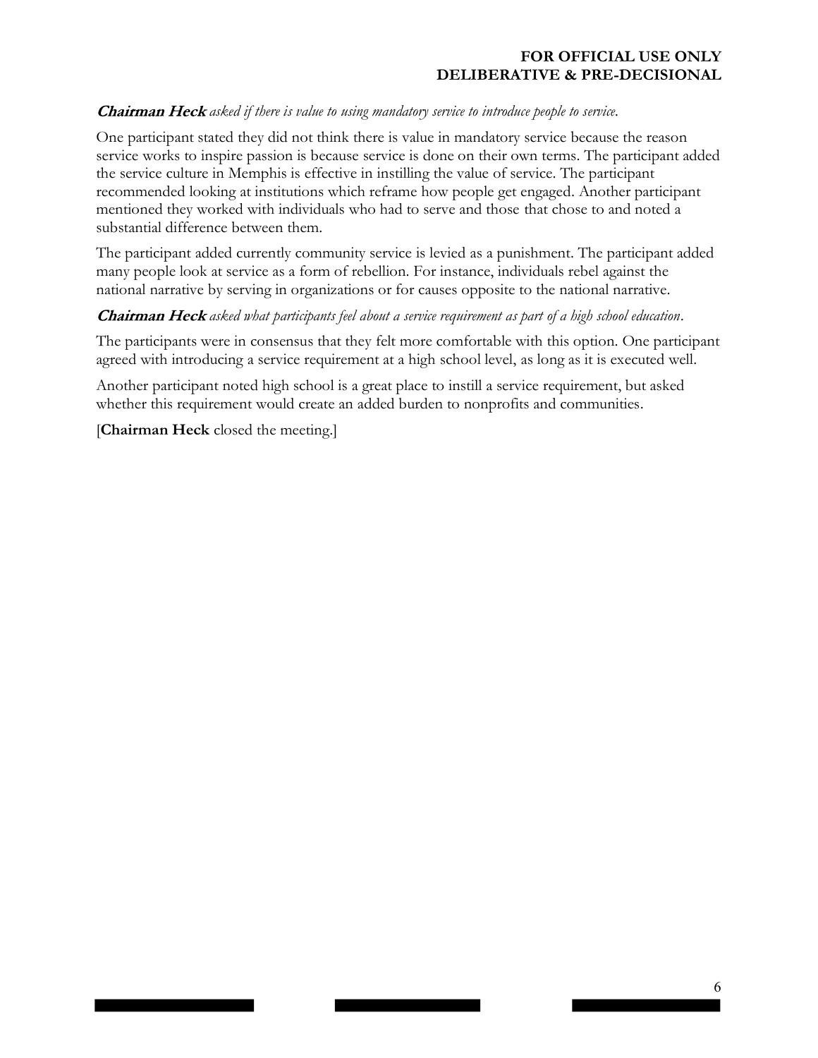***Chairman Heck** asked if there is value to using mandatory service to introduce people to service.*

One participant stated they did not think there is value in mandatory service because the reason service works to inspire passion is because service is done on their own terms. The participant added the service culture in Memphis is effective in instilling the value of service. The participant recommended looking at institutions which reframe how people get engaged. Another participant mentioned they worked with individuals who had to serve and those that chose to and noted a substantial difference between them.

The participant added currently community service is levied as a punishment. The participant added many people look at service as a form of rebellion. For instance, individuals rebel against the national narrative by serving in organizations or for causes opposite to the national narrative.

***Chairman Heck** asked what participants feel about a service requirement as part of a high school education.*

The participants were in consensus that they felt more comfortable with this option. One participant agreed with introducing a service requirement at a high school level, as long as it is executed well.

Another participant noted high school is a great place to instill a service requirement, but asked whether this requirement would create an added burden to nonprofits and communities.

[**Chairman Heck** closed the meeting.]